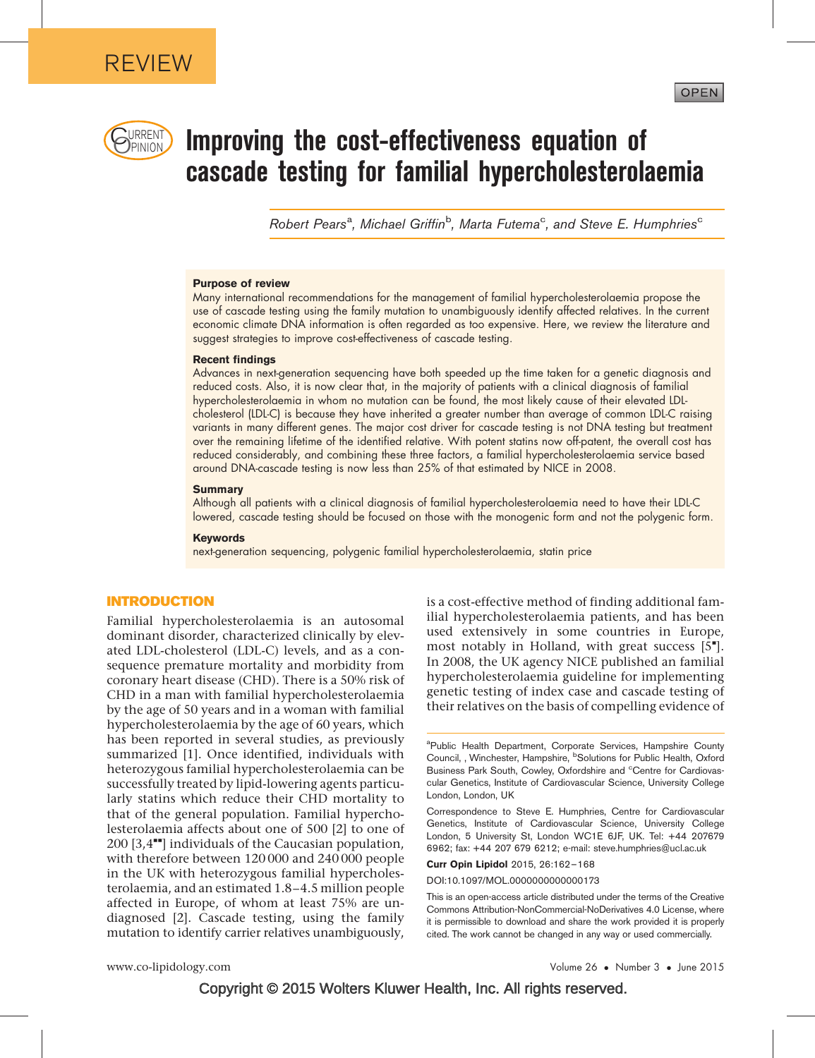REVIEW

OPEN

# Improving the cost-effectiveness equation of cascade testing for familial hypercholesterolaemia

*Robert Pears[a], Michael Griffin[b], Marta Futema[c], and Steve E. Humphries[c]*

### Purpose of review

Many international recommendations for the management of familial hypercholesterolaemia propose the use of cascade testing using the family mutation to unambiguously identify affected relatives. In the current economic climate DNA information is often regarded as too expensive. Here, we review the literature and suggest strategies to improve cost-effectiveness of cascade testing.

### Recent findings

Advances in next-generation sequencing have both speeded up the time taken for a genetic diagnosis and reduced costs. Also, it is now clear that, in the majority of patients with a clinical diagnosis of familial hypercholesterolaemia in whom no mutation can be found, the most likely cause of their elevated LDL-cholesterol (LDL-C) is because they have inherited a greater number than average of common LDL-C raising variants in many different genes. The major cost driver for cascade testing is not DNA testing but treatment over the remaining lifetime of the identified relative. With potent statins now off-patent, the overall cost has reduced considerably, and combining these three factors, a familial hypercholesterolaemia service based around DNA-cascade testing is now less than 25% of that estimated by NICE in 2008.

### Summary

Although all patients with a clinical diagnosis of familial hypercholesterolaemia need to have their LDL-C lowered, cascade testing should be focused on those with the monogenic form and not the polygenic form.

### Keywords

next-generation sequencing, polygenic familial hypercholesterolaemia, statin price

## INTRODUCTION

Familial hypercholesterolaemia is an autosomal dominant disorder, characterized clinically by elevated LDL-cholesterol (LDL-C) levels, and as a consequence premature mortality and morbidity from coronary heart disease (CHD). There is a 50% risk of CHD in a man with familial hypercholesterolaemia by the age of 50 years and in a woman with familial hypercholesterolaemia by the age of 60 years, which has been reported in several studies, as previously summarized [1]. Once identified, individuals with heterozygous familial hypercholesterolaemia can be successfully treated by lipid-lowering agents particularly statins which reduce their CHD mortality to that of the general population. Familial hypercholesterolaemia affects about one of 500 [2] to one of 200 [3,4■■] individuals of the Caucasian population, with therefore between 120 000 and 240 000 people in the UK with heterozygous familial hypercholesterolaemia, and an estimated 1.8–4.5 million people affected in Europe, of whom at least 75% are undiagnosed [2]. Cascade testing, using the family mutation to identify carrier relatives unambiguously, is a cost-effective method of finding additional familial hypercholesterolaemia patients, and has been used extensively in some countries in Europe, most notably in Holland, with great success [5■]. In 2008, the UK agency NICE published an familial hypercholesterolaemia guideline for implementing genetic testing of index case and cascade testing of their relatives on the basis of compelling evidence of

[a]Public Health Department, Corporate Services, Hampshire County Council, , Winchester, Hampshire, [b]Solutions for Public Health, Oxford Business Park South, Cowley, Oxfordshire and [c]Centre for Cardiovascular Genetics, Institute of Cardiovascular Science, University College London, London, UK

Correspondence to Steve E. Humphries, Centre for Cardiovascular Genetics, Institute of Cardiovascular Science, University College London, 5 University St, London WC1E 6JF, UK. Tel: +44 207679 6962; fax: +44 207 679 6212; e-mail: steve.humphries@ucl.ac.uk

**Curr Opin Lipidol** 2015, 26:162–168

DOI:10.1097/MOL.0000000000000173

This is an open-access article distributed under the terms of the Creative Commons Attribution-NonCommercial-NoDerivatives 4.0 License, where it is permissible to download and share the work provided it is properly cited. The work cannot be changed in any way or used commercially.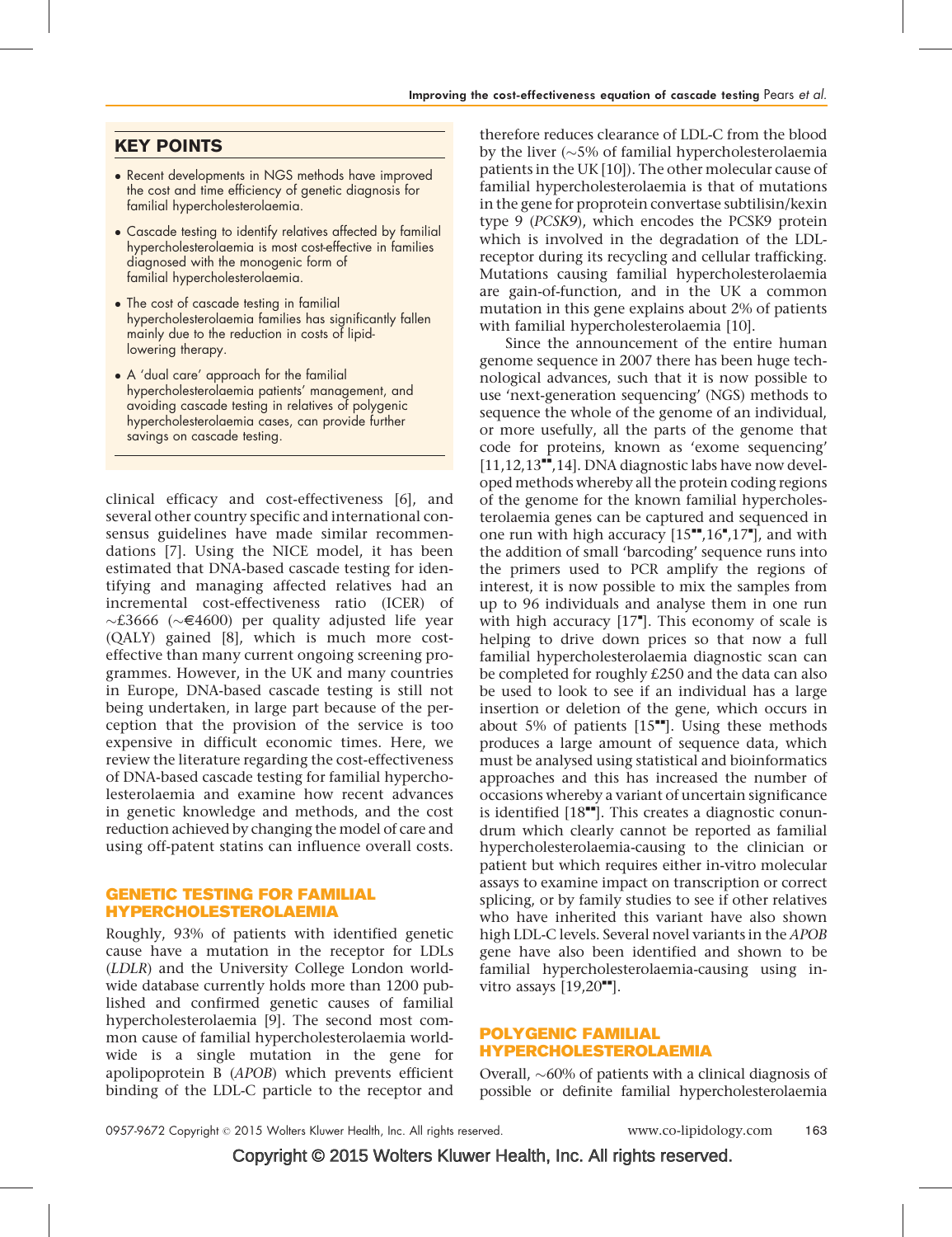## KEY POINTS

- Recent developments in NGS methods have improved the cost and time efficiency of genetic diagnosis for familial hypercholesterolaemia.
- Cascade testing to identify relatives affected by familial hypercholesterolaemia is most cost-effective in families diagnosed with the monogenic form of familial hypercholesterolaemia.
- The cost of cascade testing in familial hypercholesterolaemia families has significantly fallen mainly due to the reduction in costs of lipid-lowering therapy.
- A 'dual care' approach for the familial hypercholesterolaemia patients' management, and avoiding cascade testing in relatives of polygenic hypercholesterolaemia cases, can provide further savings on cascade testing.

clinical efficacy and cost-effectiveness [6], and several other country specific and international consensus guidelines have made similar recommendations [7]. Using the NICE model, it has been estimated that DNA-based cascade testing for identifying and managing affected relatives had an incremental cost-effectiveness ratio (ICER) of ~£3666 (~€4600) per quality adjusted life year (QALY) gained [8], which is much more cost-effective than many current ongoing screening programmes. However, in the UK and many countries in Europe, DNA-based cascade testing is still not being undertaken, in large part because of the perception that the provision of the service is too expensive in difficult economic times. Here, we review the literature regarding the cost-effectiveness of DNA-based cascade testing for familial hypercholesterolaemia and examine how recent advances in genetic knowledge and methods, and the cost reduction achieved by changing the model of care and using off-patent statins can influence overall costs.

## GENETIC TESTING FOR FAMILIAL HYPERCHOLESTEROLAEMIA

Roughly, 93% of patients with identified genetic cause have a mutation in the receptor for LDLs (*LDLR*) and the University College London worldwide database currently holds more than 1200 published and confirmed genetic causes of familial hypercholesterolaemia [9]. The second most common cause of familial hypercholesterolaemia worldwide is a single mutation in the gene for apolipoprotein B (*APOB*) which prevents efficient binding of the LDL-C particle to the receptor and therefore reduces clearance of LDL-C from the blood by the liver (~5% of familial hypercholesterolaemia patients in the UK [10]). The other molecular cause of familial hypercholesterolaemia is that of mutations in the gene for proprotein convertase subtilisin/kexin type 9 (*PCSK9*), which encodes the PCSK9 protein which is involved in the degradation of the LDL-receptor during its recycling and cellular trafficking. Mutations causing familial hypercholesterolaemia are gain-of-function, and in the UK a common mutation in this gene explains about 2% of patients with familial hypercholesterolaemia [10].

Since the announcement of the entire human genome sequence in 2007 there has been huge technological advances, such that it is now possible to use 'next-generation sequencing' (NGS) methods to sequence the whole of the genome of an individual, or more usefully, all the parts of the genome that code for proteins, known as 'exome sequencing' [11,12,13■■,14]. DNA diagnostic labs have now developed methods whereby all the protein coding regions of the genome for the known familial hypercholesterolaemia genes can be captured and sequenced in one run with high accuracy [15■■,16■,17■], and with the addition of small 'barcoding' sequence runs into the primers used to PCR amplify the regions of interest, it is now possible to mix the samples from up to 96 individuals and analyse them in one run with high accuracy [17■]. This economy of scale is helping to drive down prices so that now a full familial hypercholesterolaemia diagnostic scan can be completed for roughly £250 and the data can also be used to look to see if an individual has a large insertion or deletion of the gene, which occurs in about 5% of patients [15■■]. Using these methods produces a large amount of sequence data, which must be analysed using statistical and bioinformatics approaches and this has increased the number of occasions whereby a variant of uncertain significance is identified [18■■]. This creates a diagnostic conundrum which clearly cannot be reported as familial hypercholesterolaemia-causing to the clinician or patient but which requires either in-vitro molecular assays to examine impact on transcription or correct splicing, or by family studies to see if other relatives who have inherited this variant have also shown high LDL-C levels. Several novel variants in the *APOB* gene have also been identified and shown to be familial hypercholesterolaemia-causing using in-vitro assays [19,20■■].

## POLYGENIC FAMILIAL HYPERCHOLESTEROLAEMIA

Overall, ~60% of patients with a clinical diagnosis of possible or definite familial hypercholesterolaemia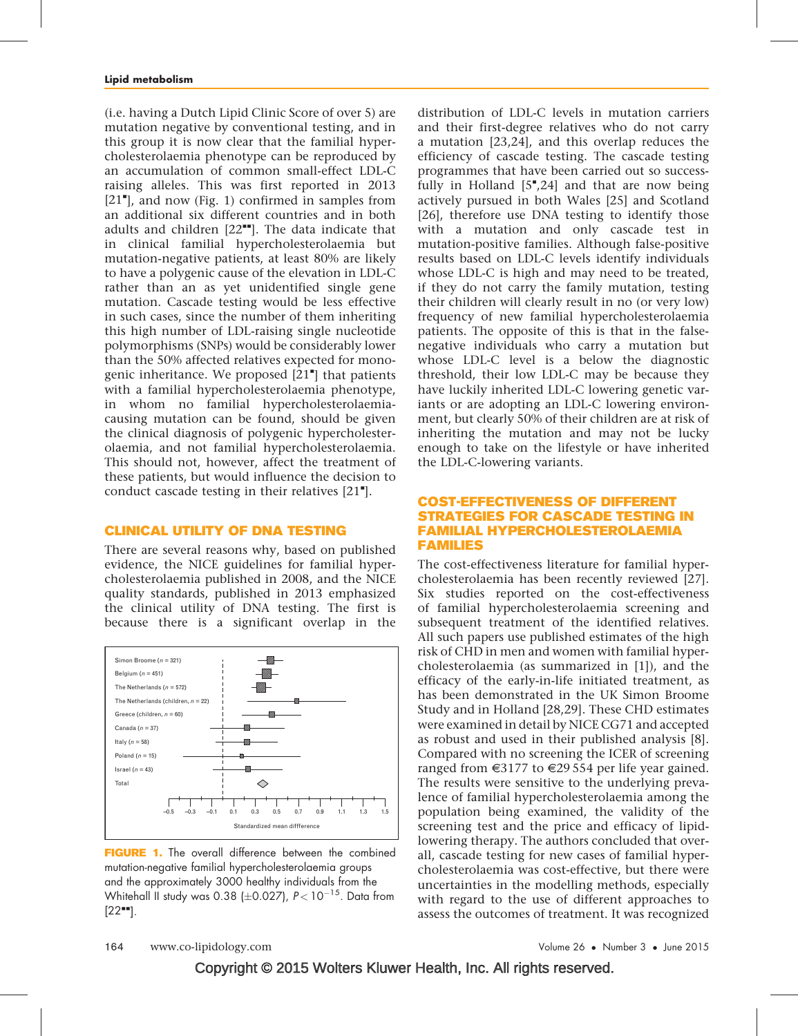(i.e. having a Dutch Lipid Clinic Score of over 5) are mutation negative by conventional testing, and in this group it is now clear that the familial hypercholesterolaemia phenotype can be reproduced by an accumulation of common small-effect LDL-C raising alleles. This was first reported in 2013 [21■], and now (Fig. 1) confirmed in samples from an additional six different countries and in both adults and children [22■■]. The data indicate that in clinical familial hypercholesterolaemia but mutation-negative patients, at least 80% are likely to have a polygenic cause of the elevation in LDL-C rather than an as yet unidentified single gene mutation. Cascade testing would be less effective in such cases, since the number of them inheriting this high number of LDL-raising single nucleotide polymorphisms (SNPs) would be considerably lower than the 50% affected relatives expected for monogenic inheritance. We proposed [21■] that patients with a familial hypercholesterolaemia phenotype, in whom no familial hypercholesterolaemia-causing mutation can be found, should be given the clinical diagnosis of polygenic hypercholesterolaemia, and not familial hypercholesterolaemia. This should not, however, affect the treatment of these patients, but would influence the decision to conduct cascade testing in their relatives [21■].

## CLINICAL UTILITY OF DNA TESTING

There are several reasons why, based on published evidence, the NICE guidelines for familial hypercholesterolaemia published in 2008, and the NICE quality standards, published in 2013 emphasized the clinical utility of DNA testing. The first is because there is a significant overlap in the distribution of LDL-C levels in mutation carriers and their first-degree relatives who do not carry a mutation [23,24], and this overlap reduces the efficiency of cascade testing. The cascade testing programmes that have been carried out so successfully in Holland [5■,24] and that are now being actively pursued in both Wales [25] and Scotland [26], therefore use DNA testing to identify those with a mutation and only cascade test in mutation-positive families. Although false-positive results based on LDL-C levels identify individuals whose LDL-C is high and may need to be treated, if they do not carry the family mutation, testing their children will clearly result in no (or very low) frequency of new familial hypercholesterolaemia patients. The opposite of this is that in the false-negative individuals who carry a mutation but whose LDL-C level is a below the diagnostic threshold, their low LDL-C may be because they have luckily inherited LDL-C lowering genetic variants or are adopting an LDL-C lowering environment, but clearly 50% of their children are at risk of inheriting the mutation and may not be lucky enough to take on the lifestyle or have inherited the LDL-C-lowering variants.

**FIGURE 1.** The overall difference between the combined mutation-negative familial hypercholesterolaemia groups and the approximately 3000 healthy individuals from the Whitehall II study was 0.38 (±0.027), $P < 10^{-15}$. Data from [22■■].

## COST-EFFECTIVENESS OF DIFFERENT STRATEGIES FOR CASCADE TESTING IN FAMILIAL HYPERCHOLESTEROLAEMIA FAMILIES

The cost-effectiveness literature for familial hypercholesterolaemia has been recently reviewed [27]. Six studies reported on the cost-effectiveness of familial hypercholesterolaemia screening and subsequent treatment of the identified relatives. All such papers use published estimates of the high risk of CHD in men and women with familial hypercholesterolaemia (as summarized in [1]), and the efficacy of the early-in-life initiated treatment, as has been demonstrated in the UK Simon Broome Study and in Holland [28,29]. These CHD estimates were examined in detail by NICE CG71 and accepted as robust and used in their published analysis [8]. Compared with no screening the ICER of screening ranged from €3177 to €29 554 per life year gained. The results were sensitive to the underlying prevalence of familial hypercholesterolaemia among the population being examined, the validity of the screening test and the price and efficacy of lipid-lowering therapy. The authors concluded that overall, cascade testing for new cases of familial hypercholesterolaemia was cost-effective, but there were uncertainties in the modelling methods, especially with regard to the use of different approaches to assess the outcomes of treatment. It was recognized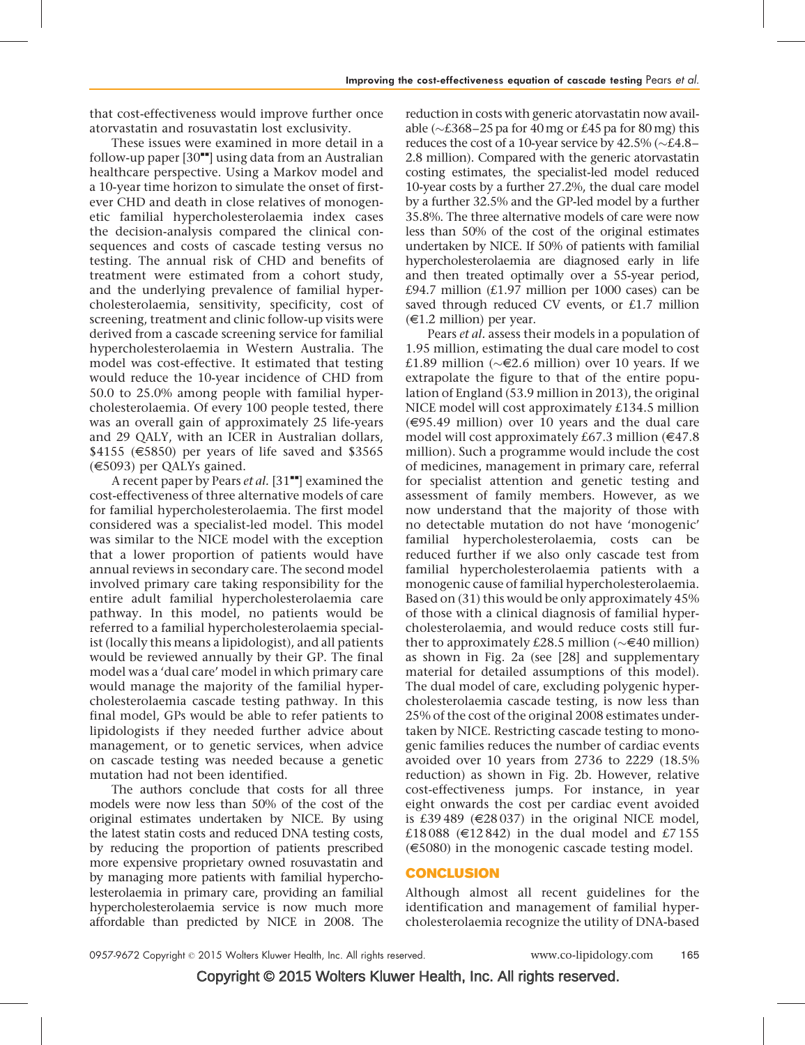that cost-effectiveness would improve further once atorvastatin and rosuvastatin lost exclusivity.

These issues were examined in more detail in a follow-up paper [30■■] using data from an Australian healthcare perspective. Using a Markov model and a 10-year time horizon to simulate the onset of first-ever CHD and death in close relatives of monogenetic familial hypercholesterolaemia index cases the decision-analysis compared the clinical consequences and costs of cascade testing versus no testing. The annual risk of CHD and benefits of treatment were estimated from a cohort study, and the underlying prevalence of familial hypercholesterolaemia, sensitivity, specificity, cost of screening, treatment and clinic follow-up visits were derived from a cascade screening service for familial hypercholesterolaemia in Western Australia. The model was cost-effective. It estimated that testing would reduce the 10-year incidence of CHD from 50.0 to 25.0% among people with familial hypercholesterolaemia. Of every 100 people tested, there was an overall gain of approximately 25 life-years and 29 QALY, with an ICER in Australian dollars, \$4155 (€5850) per years of life saved and \$3565 (€5093) per QALYs gained.

A recent paper by Pears *et al.* [31■■] examined the cost-effectiveness of three alternative models of care for familial hypercholesterolaemia. The first model considered was a specialist-led model. This model was similar to the NICE model with the exception that a lower proportion of patients would have annual reviews in secondary care. The second model involved primary care taking responsibility for the entire adult familial hypercholesterolaemia care pathway. In this model, no patients would be referred to a familial hypercholesterolaemia specialist (locally this means a lipidologist), and all patients would be reviewed annually by their GP. The final model was a 'dual care' model in which primary care would manage the majority of the familial hypercholesterolaemia cascade testing pathway. In this final model, GPs would be able to refer patients to lipidologists if they needed further advice about management, or to genetic services, when advice on cascade testing was needed because a genetic mutation had not been identified.

The authors conclude that costs for all three models were now less than 50% of the cost of the original estimates undertaken by NICE. By using the latest statin costs and reduced DNA testing costs, by reducing the proportion of patients prescribed more expensive proprietary owned rosuvastatin and by managing more patients with familial hypercholesterolaemia in primary care, providing an familial hypercholesterolaemia service is now much more affordable than predicted by NICE in 2008. The reduction in costs with generic atorvastatin now available (~£368–25 pa for 40 mg or £45 pa for 80 mg) this reduces the cost of a 10-year service by 42.5% (~£4.8–2.8 million). Compared with the generic atorvastatin costing estimates, the specialist-led model reduced 10-year costs by a further 27.2%, the dual care model by a further 32.5% and the GP-led model by a further 35.8%. The three alternative models of care were now less than 50% of the cost of the original estimates undertaken by NICE. If 50% of patients with familial hypercholesterolaemia are diagnosed early in life and then treated optimally over a 55-year period, £94.7 million (£1.97 million per 1000 cases) can be saved through reduced CV events, or £1.7 million (€1.2 million) per year.

Pears *et al.* assess their models in a population of 1.95 million, estimating the dual care model to cost £1.89 million (~€2.6 million) over 10 years. If we extrapolate the figure to that of the entire population of England (53.9 million in 2013), the original NICE model will cost approximately £134.5 million (€95.49 million) over 10 years and the dual care model will cost approximately £67.3 million (€47.8 million). Such a programme would include the cost of medicines, management in primary care, referral for specialist attention and genetic testing and assessment of family members. However, as we now understand that the majority of those with no detectable mutation do not have 'monogenic' familial hypercholesterolaemia, costs can be reduced further if we also only cascade test from familial hypercholesterolaemia patients with a monogenic cause of familial hypercholesterolaemia. Based on (31) this would be only approximately 45% of those with a clinical diagnosis of familial hypercholesterolaemia, and would reduce costs still further to approximately £28.5 million (~€40 million) as shown in Fig. 2a (see [28] and supplementary material for detailed assumptions of this model). The dual model of care, excluding polygenic hypercholesterolaemia cascade testing, is now less than 25% of the cost of the original 2008 estimates undertaken by NICE. Restricting cascade testing to monogenic families reduces the number of cardiac events avoided over 10 years from 2736 to 2229 (18.5% reduction) as shown in Fig. 2b. However, relative cost-effectiveness jumps. For instance, in year eight onwards the cost per cardiac event avoided is £39 489 (€28 037) in the original NICE model, £18 088 (€12 842) in the dual model and £7 155 (€5080) in the monogenic cascade testing model.

## CONCLUSION

Although almost all recent guidelines for the identification and management of familial hypercholesterolaemia recognize the utility of DNA-based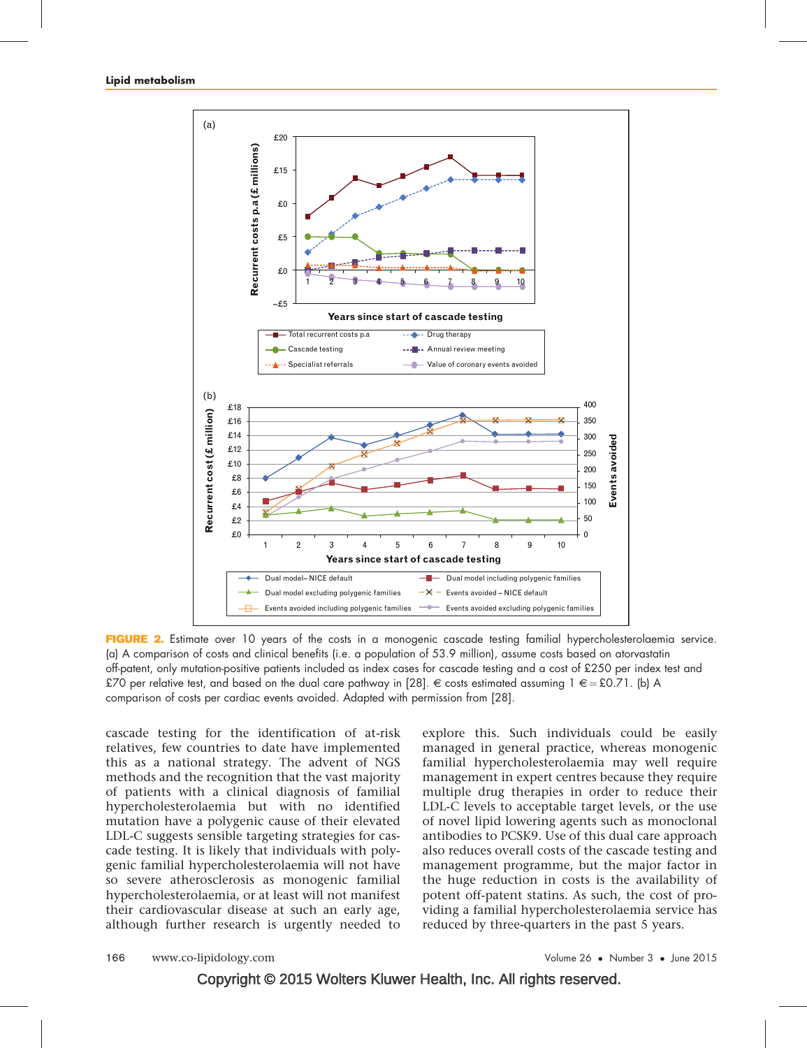**FIGURE 2.** Estimate over 10 years of the costs in a monogenic cascade testing familial hypercholesterolaemia service. (a) A comparison of costs and clinical benefits (i.e. a population of 53.9 million), assume costs based on atorvastatin off-patent, only mutation-positive patients included as index cases for cascade testing and a cost of £250 per index test and £70 per relative test, and based on the dual care pathway in [28]. € costs estimated assuming 1 € = £0.71. (b) A comparison of costs per cardiac events avoided. Adapted with permission from [28].

cascade testing for the identification of at-risk relatives, few countries to date have implemented this as a national strategy. The advent of NGS methods and the recognition that the vast majority of patients with a clinical diagnosis of familial hypercholesterolaemia but with no identified mutation have a polygenic cause of their elevated LDL-C suggests sensible targeting strategies for cascade testing. It is likely that individuals with polygenic familial hypercholesterolaemia will not have so severe atherosclerosis as monogenic familial hypercholesterolaemia, or at least will not manifest their cardiovascular disease at such an early age, although further research is urgently needed to explore this. Such individuals could be easily managed in general practice, whereas monogenic familial hypercholesterolaemia may well require management in expert centres because they require multiple drug therapies in order to reduce their LDL-C levels to acceptable target levels, or the use of novel lipid lowering agents such as monoclonal antibodies to PCSK9. Use of this dual care approach also reduces overall costs of the cascade testing and management programme, but the major factor in the huge reduction in costs is the availability of potent off-patent statins. As such, the cost of providing a familial hypercholesterolaemia service has reduced by three-quarters in the past 5 years.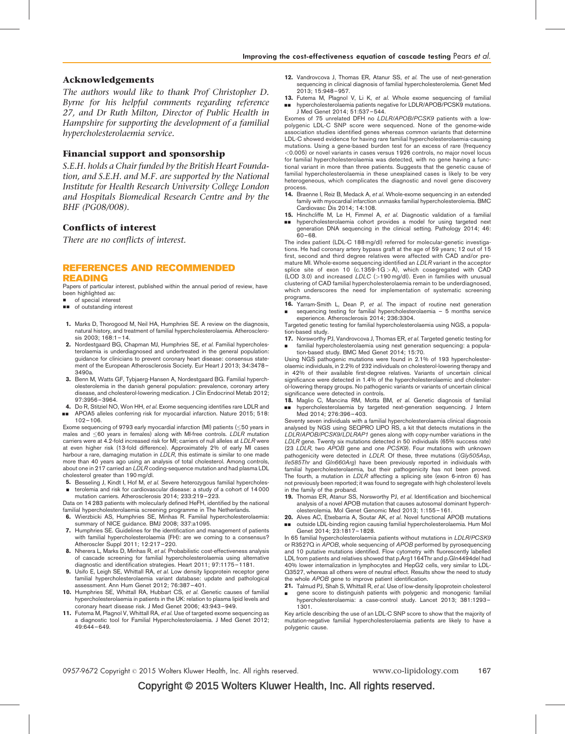## Acknowledgements

*The authors would like to thank Prof Christopher D. Byrne for his helpful comments regarding reference 27, and Dr Ruth Milton, Director of Public Health in Hampshire for supporting the development of a familial hypercholesterolaemia service.*

## Financial support and sponsorship

*S.E.H. holds a Chair funded by the British Heart Foundation, and S.E.H. and M.F. are supported by the National Institute for Health Research University College London and Hospitals Biomedical Research Centre and by the BHF (PG08/008).*

## Conflicts of interest

*There are no conflicts of interest.*

## REFERENCES AND RECOMMENDED READING

Papers of particular interest, published within the annual period of review, have been highlighted as:

- ▪ of special interest
- ▪▪ of outstanding interest

1. Marks D, Thorogood M, Neil HA, Humphries SE. A review on the diagnosis, natural history, and treatment of familial hypercholesterolaemia. Atherosclerosis 2003; 168:1–14.
2. Nordestgaard BG, Chapman MJ, Humphries SE, *et al.* Familial hypercholesterolaemia is underdiagnosed and undertreated in the general population: guidance for clinicians to prevent coronary heart disease: consensus statement of the European Atherosclerosis Society. Eur Heart J 2013; 34:3478–3490a.
3. Benn M, Watts GF, Tybjaerg-Hansen A, Nordestgaard BG. Familial hypercholesterolemia in the danish general population: prevalence, coronary artery disease, and cholesterol-lowering medication. J Clin Endocrinol Metab 2012; 97:3956–3964.
4. ▪▪ Do R, Stitziel NO, Won HH, *et al.* Exome sequencing identifies rare LDLR and APOA5 alleles conferring risk for myocardial infarction. Nature 2015; 518: 102–106.

Exome sequencing of 9793 early myocardial infarction (MI) patients (≤50 years in males and ≤60 years in females) along with MI-free controls. *LDLR* mutation carriers were at 4.2-fold increased risk for MI; carriers of null alleles at *LDLR* were at even higher risk (13-fold difference). Approximately 2% of early MI cases harbour a rare, damaging mutation in *LDLR*, this estimate is similar to one made more than 40 years ago using an analysis of total cholesterol. Among controls, about one in 217 carried an *LDLR* coding-sequence mutation and had plasma LDL cholesterol greater than 190 mg/dl.

5. ▪ Besseling J, Kindt I, Hof M, *et al.* Severe heterozygous familial hypercholesterolemia and risk for cardiovascular disease: a study of a cohort of 14 000 mutation carriers. Atherosclerosis 2014; 233:219–223.

Data on 14 283 patients with molecularly defined HeFH, identified by the national familial hypercholesterolaemia screening programme in The Netherlands.

6. Wierzbicki AS, Humphries SE, Minhas R. Familial hypercholesterolaemia: summary of NICE guidance. BMJ 2008; 337:a1095.
7. Humphries SE. Guidelines for the identification and management of patients with familial hypercholesterolaemia (FH): are we coming to a consensus? Atheroscler Suppl 2011; 12:217–220.
8. Nherera L, Marks D, Minhas R, *et al.* Probabilistic cost-effectiveness analysis of cascade screening for familial hypercholesterolaemia using alternative diagnostic and identification strategies. Heart 2011; 97:1175–1181.
9. Usifo E, Leigh SE, Whittall RA, *et al.* Low density lipoprotein receptor gene familial hypercholesterolemia variant database: update and pathological assessment. Ann Hum Genet 2012; 76:387–401.
10. Humphries SE, Whittall RA, Hubbart CS, *et al.* Genetic causes of familial hypercholesterolaemia in patients in the UK: relation to plasma lipid levels and coronary heart disease risk. J Med Genet 2006; 43:943–949.
11. Futema M, Plagnol V, Whittall RA, *et al.* Use of targeted exome sequencing as a diagnostic tool for Familial Hypercholesterolaemia. J Med Genet 2012; 49:644–649.
12. Vandrovcova J, Thomas ER, Atanur SS, *et al.* The use of next-generation sequencing in clinical diagnosis of familial hypercholesterolemia. Genet Med 2013; 15:948–957.
13. ▪▪ Futema M, Plagnol V, Li K, *et al.* Whole exome sequencing of familial hypercholesterolaemia patients negative for LDLR/APOB/PCSK9 mutations. J Med Genet 2014; 51:537–544.

Exomes of 75 unrelated DFH no *LDLR/APOB/PCSK9* patients with a low-polygenic LDL-C SNP score were sequenced. None of the genome-wide association studies identified genes whereas common variants that determine LDL-C showed evidence for having rare familial hypercholesterolaemia-causing mutations. Using a gene-based burden test for an excess of rare (frequency <0.005) or novel variants in cases versus 1926 controls, no major novel locus for familial hypercholesterolaemia was detected, with no gene having a functional variant in more than three patients. Suggests that the genetic cause of familial hypercholesterolaemia in these unexplained cases is likely to be very heterogeneous, which complicates the diagnostic and novel gene discovery process.

14. Braenne I, Reiz B, Medack A, *et al.* Whole-exome sequencing in an extended family with myocardial infarction unmasks familial hypercholesterolemia. BMC Cardiovasc Dis 2014; 14:108.
15. ▪▪ Hinchcliffe M, Le H, Fimmel A, *et al.* Diagnostic validation of a familial hypercholesterolaemia cohort provides a model for using targeted next generation DNA sequencing in the clinical setting. Pathology 2014; 46: 60–68.

The index patient (LDL-C 188 mg/dl) referred for molecular-genetic investigations. He had coronary artery bypass graft at the age of 59 years; 12 out of 15 first, second and third degree relatives were affected with CAD and/or premature MI. Whole-exome sequencing identified an *LDLR* variant in the acceptor splice site of exon 10 (c.1359-1G>A), which cosegregated with CAD (LOD 3.0) and increased *LDLC* (>190 mg/dl). Even in families with unusual clustering of CAD familial hypercholesterolaemia remain to be underdiagnosed, which underscores the need for implementation of systematic screening programs.

16. ▪ Yarram-Smith L, Dean P, *et al.* The impact of routine next generation sequencing testing for familial hypercholesterolaemia – 5 months service experience. Atherosclerosis 2014; 236:3304.

Targeted genetic testing for familial hypercholesterolaemia using NGS, a population-based study.

17. ▪ Norsworthy PJ, Vandrovcova J, Thomas ER, *et al.* Targeted genetic testing for familial hypercholesterolaemia using next generation sequencing: a population-based study. BMC Med Genet 2014; 15:70.

Using NGS pathogenic mutations were found in 2.1% of 193 hypercholesterolaemic individuals, in 2.2% of 232 individuals on cholesterol-lowering therapy and in 42% of their available first-degree relatives. Variants of uncertain clinical significance were detected in 1.4% of the hypercholesterolaemic and cholesterol-lowering therapy groups. No pathogenic variants or variants of uncertain clinical significance were detected in controls.

18. ▪▪ Maglio C, Mancina RM, Motta BM, *et al.* Genetic diagnosis of familial hypercholesterolaemia by targeted next-generation sequencing. J Intern Med 2014; 276:396–403.

Seventy seven individuals with a familial hypercholesterolaemia clinical diagnosis analysed by NGS using SEQPRO LIPO RS, a kit that detects mutations in the *LDLR/APOB/PCSK9/LDLRAP1* genes along with copy-number variations in the *LDLR* gene. Twenty six mutations detected in 50 individuals (65% success rate) (23 *LDLR*, two *APOB* gene and one *PCSK9*). Four mutations with unknown pathogenicity were detected in *LDLR*. Of these, three mutations (*Gly505Asp*, *Ile585Thr* and *Gln660Arg*) have been previously reported in individuals with familial hypercholesterolaemia, but their pathogenicity has not been proved. The fourth, a mutation in *LDLR* affecting a splicing site (exon 6-intron 6) has not previously been reported; it was found to segregate with high cholesterol levels in the family of the proband.

19. Thomas ER, Atanur SS, Norsworthy PJ, *et al.* Identification and biochemical analysis of a novel APOB mutation that causes autosomal dominant hypercholesterolemia. Mol Genet Genomic Med 2013; 1:155–161.
20. ▪▪ Alves AC, Etxebarria A, Soutar AK, *et al.* Novel functional APOB mutations outside LDL-binding region causing familial hypercholesterolaemia. Hum Mol Genet 2014; 23:1817–1828.

In 65 familial hypercholesterolaemia patients without mutations in *LDLR/PCSK9* or R3527Q in *APOB*, whole sequencing of *APOB* performed by pyrosequencing and 10 putative mutations identified. Flow cytometry with fluorescently labelled LDL from patients and relatives showed that p.Arg1164Thr and p.Gln4494del had 40% lower internalization in lymphocytes and HepG2 cells, very similar to LDL-Q3527, whereas all others were of neutral effect. Results show the need to study the whole *APOB* gene to improve patient identification.

21. ▪ Talmud PJ, Shah S, Whittall R, *et al.* Use of low-density lipoprotein cholesterol gene score to distinguish patients with polygenic and monogenic familial hypercholesterolaemia: a case-control study. Lancet 2013; 381:1293–1301.

Key article describing the use of an LDL-C SNP score to show that the majority of mutation-negative familial hypercholesterolaemia patients are likely to have a polygenic cause.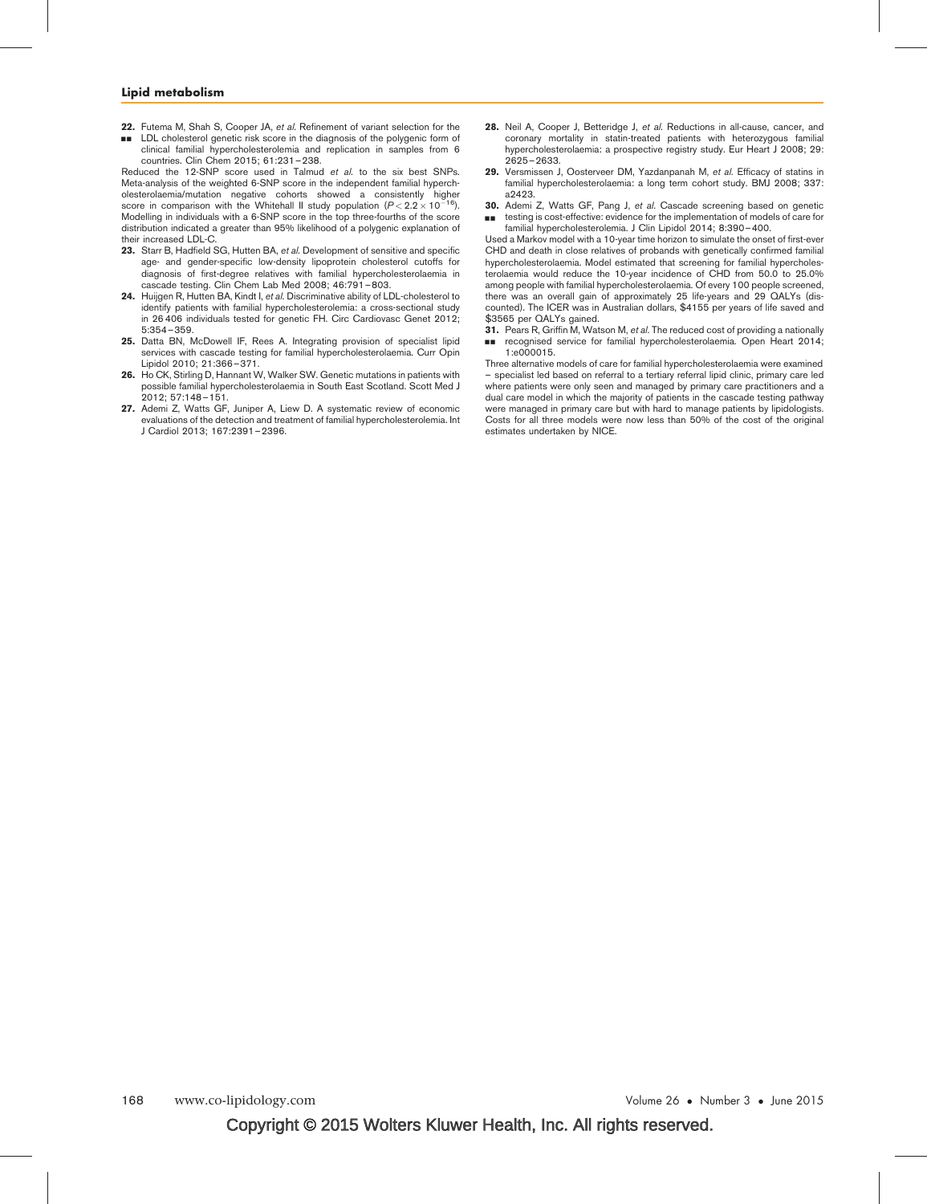22. Futema M, Shah S, Cooper JA, *et al.* Refinement of variant selection for the ■■ LDL cholesterol genetic risk score in the diagnosis of the polygenic form of clinical familial hypercholesterolemia and replication in samples from 6 countries. Clin Chem 2015; 61:231–238.

Reduced the 12-SNP score used in Talmud *et al.* to the six best SNPs. Meta-analysis of the weighted 6-SNP score in the independent familial hypercholesterolaemia/mutation negative cohorts showed a consistently higher score in comparison with the Whitehall II study population ($P < 2.2 \times 10^{-16}$). Modelling in individuals with a 6-SNP score in the top three-fourths of the score distribution indicated a greater than 95% likelihood of a polygenic explanation of their increased LDL-C.

23. Starr B, Hadfield SG, Hutten BA, *et al.* Development of sensitive and specific age- and gender-specific low-density lipoprotein cholesterol cutoffs for diagnosis of first-degree relatives with familial hypercholesterolaemia in cascade testing. Clin Chem Lab Med 2008; 46:791–803.

24. Huijgen R, Hutten BA, Kindt I, *et al.* Discriminative ability of LDL-cholesterol to identify patients with familial hypercholesterolemia: a cross-sectional study in 26 406 individuals tested for genetic FH. Circ Cardiovasc Genet 2012; 5:354–359.

25. Datta BN, McDowell IF, Rees A. Integrating provision of specialist lipid services with cascade testing for familial hypercholesterolaemia. Curr Opin Lipidol 2010; 21:366–371.

26. Ho CK, Stirling D, Hannant W, Walker SW. Genetic mutations in patients with possible familial hypercholesterolaemia in South East Scotland. Scott Med J 2012; 57:148–151.

27. Ademi Z, Watts GF, Juniper A, Liew D. A systematic review of economic evaluations of the detection and treatment of familial hypercholesterolemia. Int J Cardiol 2013; 167:2391–2396.

28. Neil A, Cooper J, Betteridge J, *et al.* Reductions in all-cause, cancer, and coronary mortality in statin-treated patients with heterozygous familial hypercholesterolaemia: a prospective registry study. Eur Heart J 2008; 29: 2625–2633.

29. Versmissen J, Oosterveer DM, Yazdanpanah M, *et al.* Efficacy of statins in familial hypercholesterolaemia: a long term cohort study. BMJ 2008; 337: a2423.

30. Ademi Z, Watts GF, Pang J, *et al.* Cascade screening based on genetic ■■ testing is cost-effective: evidence for the implementation of models of care for familial hypercholesterolemia. J Clin Lipidol 2014; 8:390–400.

Used a Markov model with a 10-year time horizon to simulate the onset of first-ever CHD and death in close relatives of probands with genetically confirmed familial hypercholesterolaemia. Model estimated that screening for familial hypercholesterolaemia would reduce the 10-year incidence of CHD from 50.0 to 25.0% among people with familial hypercholesterolaemia. Of every 100 people screened, there was an overall gain of approximately 25 life-years and 29 QALYs (discounted). The ICER was in Australian dollars, \$4155 per years of life saved and \$3565 per QALYs gained.

31. Pears R, Griffin M, Watson M, *et al.* The reduced cost of providing a nationally ■■ recognised service for familial hypercholesterolaemia. Open Heart 2014; 1:e000015.

Three alternative models of care for familial hypercholesterolaemia were examined – specialist led based on referral to a tertiary referral lipid clinic, primary care led where patients were only seen and managed by primary care practitioners and a dual care model in which the majority of patients in the cascade testing pathway were managed in primary care but with hard to manage patients by lipidologists. Costs for all three models were now less than 50% of the cost of the original estimates undertaken by NICE.